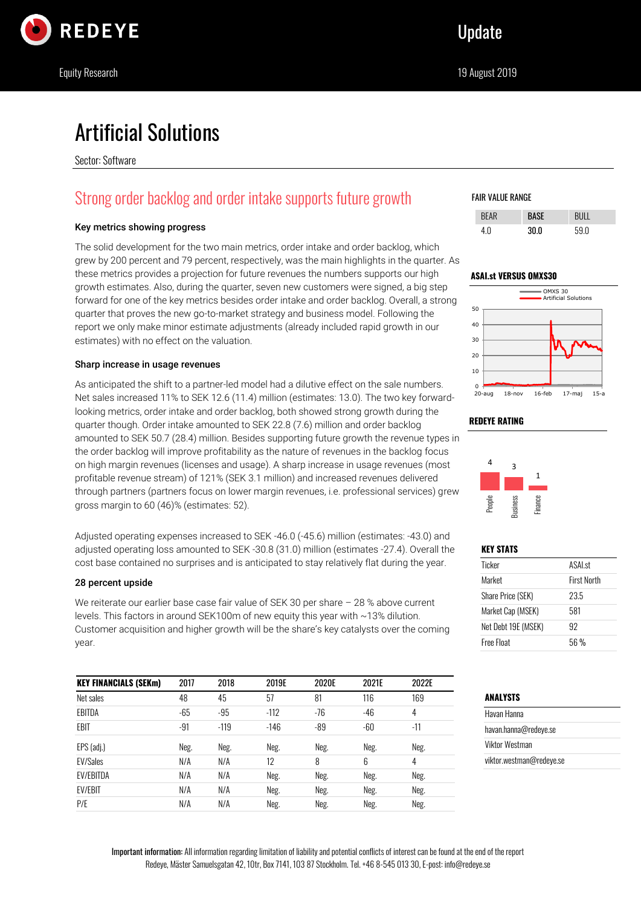# Artificial Solutions

Sector: Software

## Strong order backlog and order intake supports future growth

### Key metrics showing progress

The solid development for the two main metrics, order intake and order backlog, which grew by 200 percent and 79 percent, respectively, was the main highlights in the quarter. As these metrics provides a projection for future revenues the numbers supports our high growth estimates. Also, during the quarter, seven new customers were signed, a big step forward for one of the key metrics besides order intake and order backlog. Overall, a strong quarter that proves the new go-to-market strategy and business model. Following the report we only make minor estimate adjustments (already included rapid growth in our estimates) with no effect on the valuation.

### Sharp increase in usage revenues

As anticipated the shift to a partner-led model had a dilutive effect on the sale numbers. Net sales increased 11% to SEK 12.6 (11.4) million (estimates: 13.0). The two key forward-looking metrics, order intake and order backlog, both showed strong growth during the quarter though. Order intake amounted to SEK 22.8 (7.6) million and order backlog amounted to SEK 50.7 (28.4) million. Besides supporting future growth the revenue types in the order backlog will improve profitability as the nature of revenues in the backlog focus on high margin revenues (licenses and usage). A sharp increase in usage revenues (most profitable revenue stream) of 121% (SEK 3.1 million) and increased revenues delivered through partners (partners focus on lower margin revenues, i.e. professional services) grew gross margin to 60 (46)% (estimates: 52).

Adjusted operating expenses increased to SEK -46.0 (-45.6) million (estimates: -43.0) and adjusted operating loss amounted to SEK -30.8 (31.0) million (estimates -27.4). Overall the cost base contained no surprises and is anticipated to stay relatively flat during the year.

### 28 percent upside

We reiterate our earlier base case fair value of SEK 30 per share – 28 % above current levels. This factors in around SEK100m of new equity this year with ~13% dilution. Customer acquisition and higher growth will be the share's key catalysts over the coming year.

| KEY FINANCIALS (SEKm) | 2017 | 2018 | 2019E | 2020E | 2021E | 2022E |
|---|---|---|---|---|---|---|
| Net sales | 48 | 45 | 57 | 81 | 116 | 169 |
| EBITDA | -65 | -95 | -112 | -76 | -46 | 4 |
| EBIT | -91 | -119 | -146 | -89 | -60 | -11 |
| EPS (adj.) | Neg. | Neg. | Neg. | Neg. | Neg. | Neg. |
| EV/Sales | N/A | N/A | 12 | 8 | 6 | 4 |
| EV/EBITDA | N/A | N/A | Neg. | Neg. | Neg. | Neg. |
| EV/EBIT | N/A | N/A | Neg. | Neg. | Neg. | Neg. |
| P/E | N/A | N/A | Neg. | Neg. | Neg. | Neg. |

### FAIR VALUE RANGE

| BEAR | BASE | BULL |
|---|---|---|
| 4.0 | **30.0** | 59.0 |

### ASAI.st VERSUS OMXS30

### REDEYE RATING

| People | Business | Finance |
|---|---|---|
| 4 | 3 | 1 |

### KEY STATS

| | |
|---|---|
| Ticker | ASAI.st |
| Market | First North |
| Share Price (SEK) | 23.5 |
| Market Cap (MSEK) | 581 |
| Net Debt 19E (MSEK) | 92 |
| Free Float | 56 % |

### ANALYSTS

Havan Hanna
havan.hanna@redeye.se
Viktor Westman
viktor.westman@redeye.se

**Important information:** All information regarding limitation of liability and potential conflicts of interest can be found at the end of the report
Redeye, Mäster Samuelsgatan 42, 10tr, Box 7141, 103 87 Stockholm. Tel. +46 8-545 013 30, E-post: info@redeye.se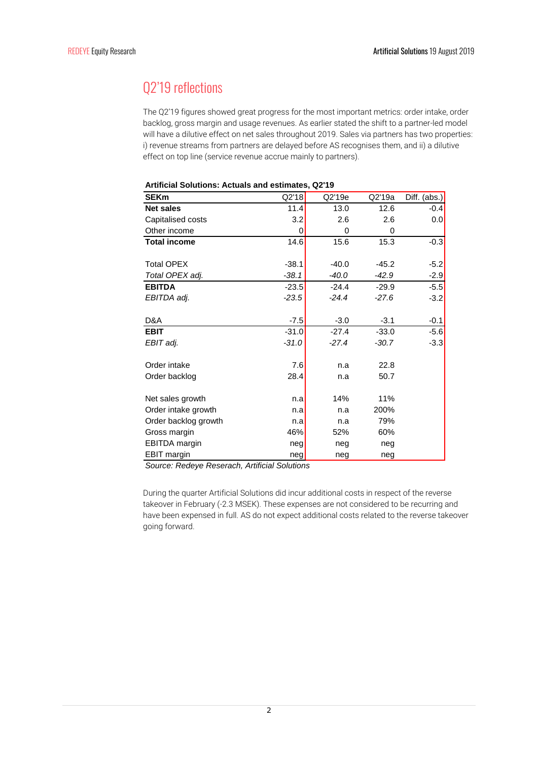## Q2'19 reflections

The Q2'19 figures showed great progress for the most important metrics: order intake, order backlog, gross margin and usage revenues. As earlier stated the shift to a partner-led model will have a dilutive effect on net sales throughout 2019. Sales via partners has two properties: i) revenue streams from partners are delayed before AS recognises them, and ii) a dilutive effect on top line (service revenue accrue mainly to partners).

**Artificial Solutions: Actuals and estimates, Q2'19**

| **SEKm** | Q2'18 | Q2'19e | Q2'19a | Diff. (abs.) |
|---|---|---|---|---|
| **Net sales** | 11.4 | 13.0 | 12.6 | -0.4 |
| Capitalised costs | 3.2 | 2.6 | 2.6 | 0.0 |
| Other income | 0 | 0 | 0 | |
| **Total income** | 14.6 | 15.6 | 15.3 | -0.3 |
| | | | | |
| Total OPEX | -38.1 | -40.0 | -45.2 | -5.2 |
| *Total OPEX adj.* | *-38.1* | *-40.0* | *-42.9* | -2.9 |
| **EBITDA** | -23.5 | -24.4 | -29.9 | -5.5 |
| *EBITDA adj.* | *-23.5* | *-24.4* | *-27.6* | -3.2 |
| | | | | |
| D&A | -7.5 | -3.0 | -3.1 | -0.1 |
| **EBIT** | -31.0 | -27.4 | -33.0 | -5.6 |
| *EBIT adj.* | *-31.0* | *-27.4* | *-30.7* | -3.3 |
| | | | | |
| Order intake | 7.6 | n.a | 22.8 | |
| Order backlog | 28.4 | n.a | 50.7 | |
| | | | | |
| Net sales growth | n.a | 14% | 11% | |
| Order intake growth | n.a | n.a | 200% | |
| Order backlog growth | n.a | n.a | 79% | |
| Gross margin | 46% | 52% | 60% | |
| EBITDA margin | neg | neg | neg | |
| EBIT margin | neg | neg | neg | |

*Source: Redeye Reserach, Artificial Solutions*

During the quarter Artificial Solutions did incur additional costs in respect of the reverse takeover in February (-2.3 MSEK). These expenses are not considered to be recurring and have been expensed in full. AS do not expect additional costs related to the reverse takeover going forward.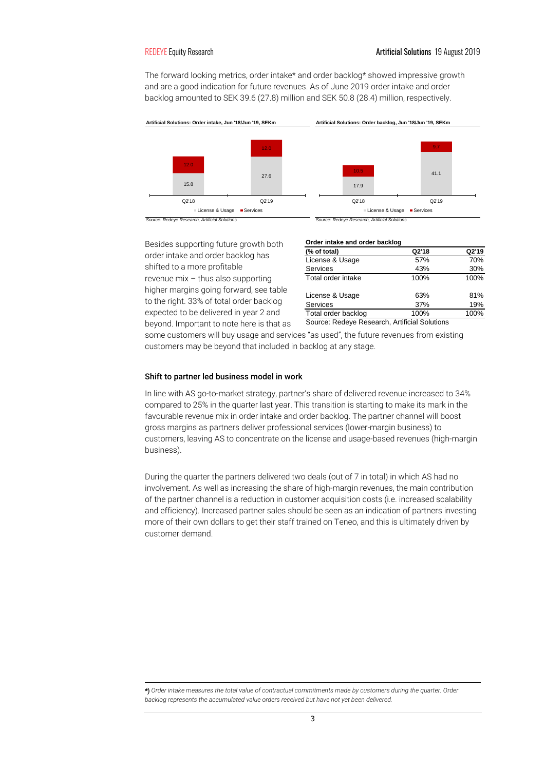The forward looking metrics, order intake* and order backlog* showed impressive growth and are a good indication for future revenues. As of June 2019 order intake and order backlog amounted to SEK 39.6 (27.8) million and SEK 50.8 (28.4) million, respectively.

**Artificial Solutions: Order intake, Jun '18/Jun '19, SEKm**

| | Q2'18 | Q2'19 |
|---|---|---|
| License & Usage | 15.8 | 27.6 |
| Services | 12.0 | 12.0 |

*Source: Redeye Research, Artificial Solutions*

**Artificial Solutions: Order backlog, Jun '18/Jun '19, SEKm**

| | Q2'18 | Q2'19 |
|---|---|---|
| License & Usage | 17.9 | 41.1 |
| Services | 10.5 | 9.7 |

*Source: Redeye Research, Artificial Solutions*

Besides supporting future growth both order intake and order backlog has shifted to a more profitable revenue mix – thus also supporting higher margins going forward, see table to the right. 33% of total order backlog expected to be delivered in year 2 and beyond. Important to note here is that as some customers will buy usage and services "as used", the future revenues from existing customers may be beyond that included in backlog at any stage.

**Order intake and order backlog**

| (% of total) | Q2'18 | Q2'19 |
|---|---|---|
| License & Usage | 57% | 70% |
| Services | 43% | 30% |
| Total order intake | 100% | 100% |
| | | |
| License & Usage | 63% | 81% |
| Services | 37% | 19% |
| Total order backlog | 100% | 100% |

Source: Redeye Research, Artificial Solutions

### Shift to partner led business model in work

In line with AS go-to-market strategy, partner's share of delivered revenue increased to 34% compared to 25% in the quarter last year. This transition is starting to make its mark in the favourable revenue mix in order intake and order backlog. The partner channel will boost gross margins as partners deliver professional services (lower-margin business) to customers, leaving AS to concentrate on the license and usage-based revenues (high-margin business).

During the quarter the partners delivered two deals (out of 7 in total) in which AS had no involvement. As well as increasing the share of high-margin revenues, the main contribution of the partner channel is a reduction in customer acquisition costs (i.e. increased scalability and efficiency). Increased partner sales should be seen as an indication of partners investing more of their own dollars to get their staff trained on Teneo, and this is ultimately driven by customer demand.

*) *Order intake measures the total value of contractual commitments made by customers during the quarter. Order backlog represents the accumulated value orders received but have not yet been delivered.*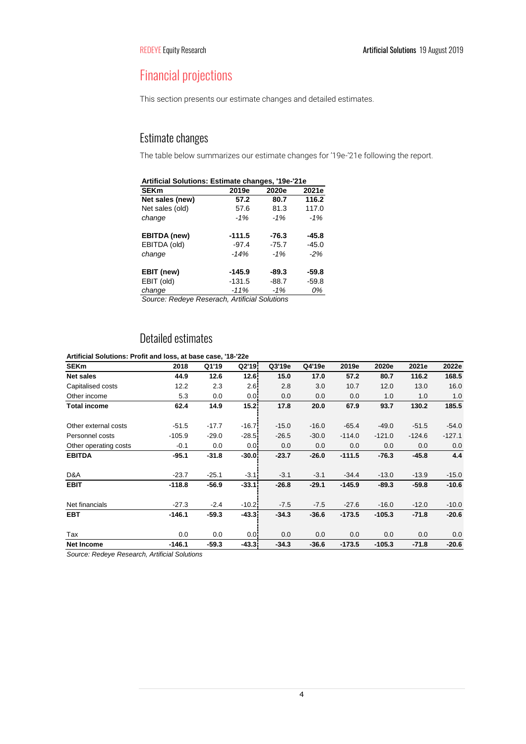# Financial projections

This section presents our estimate changes and detailed estimates.

## Estimate changes

The table below summarizes our estimate changes for '19e-'21e following the report.

**Artificial Solutions: Estimate changes, '19e-'21e**

| SEKm | 2019e | 2020e | 2021e |
|---|---|---|---|
| **Net sales (new)** | **57.2** | **80.7** | **116.2** |
| Net sales (old) | 57.6 | 81.3 | 117.0 |
| *change* | *-1%* | *-1%* | *-1%* |
| | | | |
| **EBITDA (new)** | **-111.5** | **-76.3** | **-45.8** |
| EBITDA (old) | -97.4 | -75.7 | -45.0 |
| *change* | *-14%* | *-1%* | *-2%* |
| | | | |
| **EBIT (new)** | **-145.9** | **-89.3** | **-59.8** |
| EBIT (old) | -131.5 | -88.7 | -59.8 |
| *change* | *-11%* | *-1%* | *0%* |

*Source: Redeye Reserach, Artificial Solutions*

## Detailed estimates

**Artificial Solutions: Profit and loss, at base case, '18-'22e**

| SEKm | 2018 | Q1'19 | Q2'19 | Q3'19e | Q4'19e | 2019e | 2020e | 2021e | 2022e |
|---|---|---|---|---|---|---|---|---|---|
| **Net sales** | **44.9** | **12.6** | **12.6** | **15.0** | **17.0** | **57.2** | **80.7** | **116.2** | **168.5** |
| Capitalised costs | 12.2 | 2.3 | 2.6 | 2.8 | 3.0 | 10.7 | 12.0 | 13.0 | 16.0 |
| Other income | 5.3 | 0.0 | 0.0 | 0.0 | 0.0 | 0.0 | 1.0 | 1.0 | 1.0 |
| **Total income** | **62.4** | **14.9** | **15.2** | **17.8** | **20.0** | **67.9** | **93.7** | **130.2** | **185.5** |
| | | | | | | | | | |
| Other external costs | -51.5 | -17.7 | -16.7 | -15.0 | -16.0 | -65.4 | -49.0 | -51.5 | -54.0 |
| Personnel costs | -105.9 | -29.0 | -28.5 | -26.5 | -30.0 | -114.0 | -121.0 | -124.6 | -127.1 |
| Other operating costs | -0.1 | 0.0 | 0.0 | 0.0 | 0.0 | 0.0 | 0.0 | 0.0 | 0.0 |
| **EBITDA** | **-95.1** | **-31.8** | **-30.0** | **-23.7** | **-26.0** | **-111.5** | **-76.3** | **-45.8** | **4.4** |
| | | | | | | | | | |
| D&A | -23.7 | -25.1 | -3.1 | -3.1 | -3.1 | -34.4 | -13.0 | -13.9 | -15.0 |
| **EBIT** | **-118.8** | **-56.9** | **-33.1** | **-26.8** | **-29.1** | **-145.9** | **-89.3** | **-59.8** | **-10.6** |
| | | | | | | | | | |
| Net financials | -27.3 | -2.4 | -10.2 | -7.5 | -7.5 | -27.6 | -16.0 | -12.0 | -10.0 |
| **EBT** | **-146.1** | **-59.3** | **-43.3** | **-34.3** | **-36.6** | **-173.5** | **-105.3** | **-71.8** | **-20.6** |
| | | | | | | | | | |
| Tax | 0.0 | 0.0 | 0.0 | 0.0 | 0.0 | 0.0 | 0.0 | 0.0 | 0.0 |
| **Net Income** | **-146.1** | **-59.3** | **-43.3** | **-34.3** | **-36.6** | **-173.5** | **-105.3** | **-71.8** | **-20.6** |

*Source: Redeye Research, Artificial Solutions*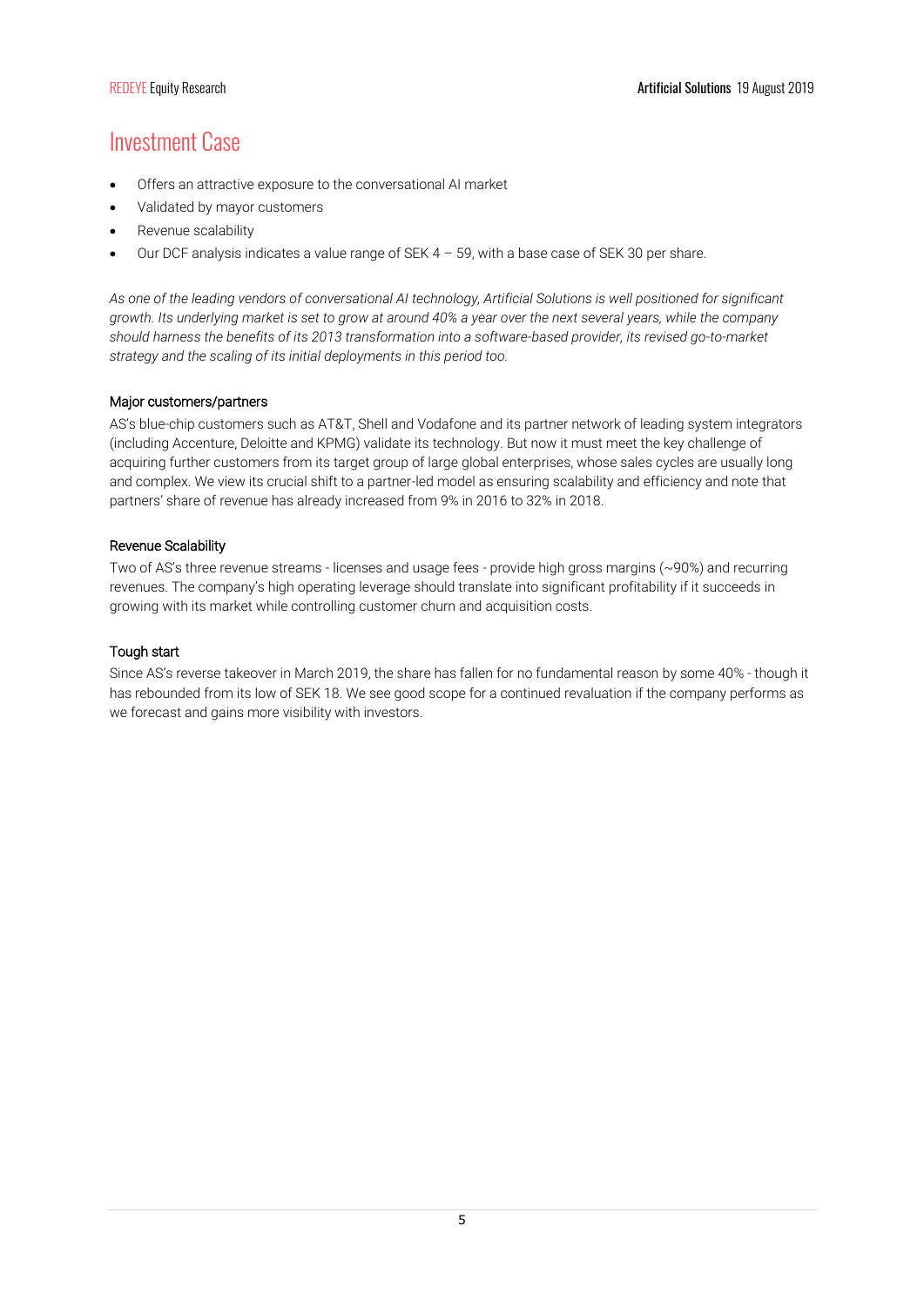# Investment Case

- Offers an attractive exposure to the conversational AI market
- Validated by mayor customers
- Revenue scalability
- Our DCF analysis indicates a value range of SEK 4 – 59, with a base case of SEK 30 per share.

*As one of the leading vendors of conversational AI technology, Artificial Solutions is well positioned for significant growth. Its underlying market is set to grow at around 40% a year over the next several years, while the company should harness the benefits of its 2013 transformation into a software-based provider, its revised go-to-market strategy and the scaling of its initial deployments in this period too.*

### Major customers/partners

AS's blue-chip customers such as AT&T, Shell and Vodafone and its partner network of leading system integrators (including Accenture, Deloitte and KPMG) validate its technology. But now it must meet the key challenge of acquiring further customers from its target group of large global enterprises, whose sales cycles are usually long and complex. We view its crucial shift to a partner-led model as ensuring scalability and efficiency and note that partners' share of revenue has already increased from 9% in 2016 to 32% in 2018.

### Revenue Scalability

Two of AS's three revenue streams - licenses and usage fees - provide high gross margins (~90%) and recurring revenues. The company's high operating leverage should translate into significant profitability if it succeeds in growing with its market while controlling customer churn and acquisition costs.

### Tough start

Since AS's reverse takeover in March 2019, the share has fallen for no fundamental reason by some 40% - though it has rebounded from its low of SEK 18. We see good scope for a continued revaluation if the company performs as we forecast and gains more visibility with investors.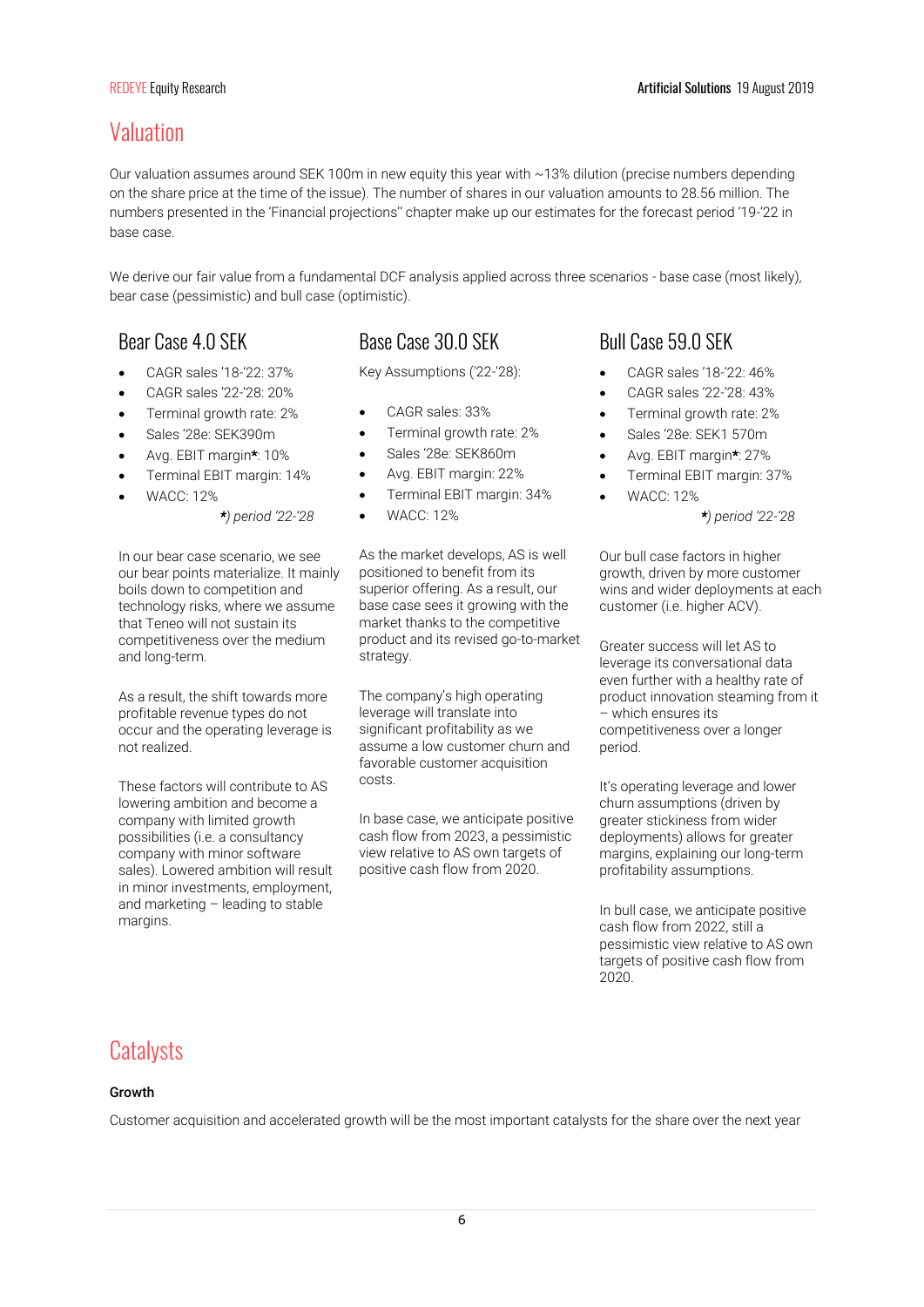# Valuation

Our valuation assumes around SEK 100m in new equity this year with ~13% dilution (precise numbers depending on the share price at the time of the issue). The number of shares in our valuation amounts to 28.56 million. The numbers presented in the 'Financial projections'' chapter make up our estimates for the forecast period '19-'22 in base case.

We derive our fair value from a fundamental DCF analysis applied across three scenarios - base case (most likely), bear case (pessimistic) and bull case (optimistic).

## Bear Case 4.0 SEK

- CAGR sales '18-'22: 37%
- CAGR sales '22-'28: 20%
- Terminal growth rate: 2%
- Sales '28e: SEK390m
- Avg. EBIT margin*: 10%
- Terminal EBIT margin: 14%
- WACC: 12%

*\*) period '22-'28*

In our bear case scenario, we see our bear points materialize. It mainly boils down to competition and technology risks, where we assume that Teneo will not sustain its competitiveness over the medium and long-term.

As a result, the shift towards more profitable revenue types do not occur and the operating leverage is not realized.

These factors will contribute to AS lowering ambition and become a company with limited growth possibilities (i.e. a consultancy company with minor software sales). Lowered ambition will result in minor investments, employment, and marketing – leading to stable margins.

## Base Case 30.0 SEK

Key Assumptions ('22-'28):

- CAGR sales: 33%
- Terminal growth rate: 2%
- Sales '28e: SEK860m
- Avg. EBIT margin: 22%
- Terminal EBIT margin: 34%
- WACC: 12%

As the market develops, AS is well positioned to benefit from its superior offering. As a result, our base case sees it growing with the market thanks to the competitive product and its revised go-to-market strategy.

The company's high operating leverage will translate into significant profitability as we assume a low customer churn and favorable customer acquisition costs.

In base case, we anticipate positive cash flow from 2023, a pessimistic view relative to AS own targets of positive cash flow from 2020.

## Bull Case 59.0 SEK

- CAGR sales '18-'22: 46%
- CAGR sales '22-'28: 43%
- Terminal growth rate: 2%
- Sales '28e: SEK1 570m
- Avg. EBIT margin*: 27%
- Terminal EBIT margin: 37%
- WACC: 12%

*\*) period '22-'28*

Our bull case factors in higher growth, driven by more customer wins and wider deployments at each customer (i.e. higher ACV).

Greater success will let AS to leverage its conversational data even further with a healthy rate of product innovation steaming from it – which ensures its competitiveness over a longer period.

It's operating leverage and lower churn assumptions (driven by greater stickiness from wider deployments) allows for greater margins, explaining our long-term profitability assumptions.

In bull case, we anticipate positive cash flow from 2022, still a pessimistic view relative to AS own targets of positive cash flow from 2020.

# Catalysts

**Growth**

Customer acquisition and accelerated growth will be the most important catalysts for the share over the next year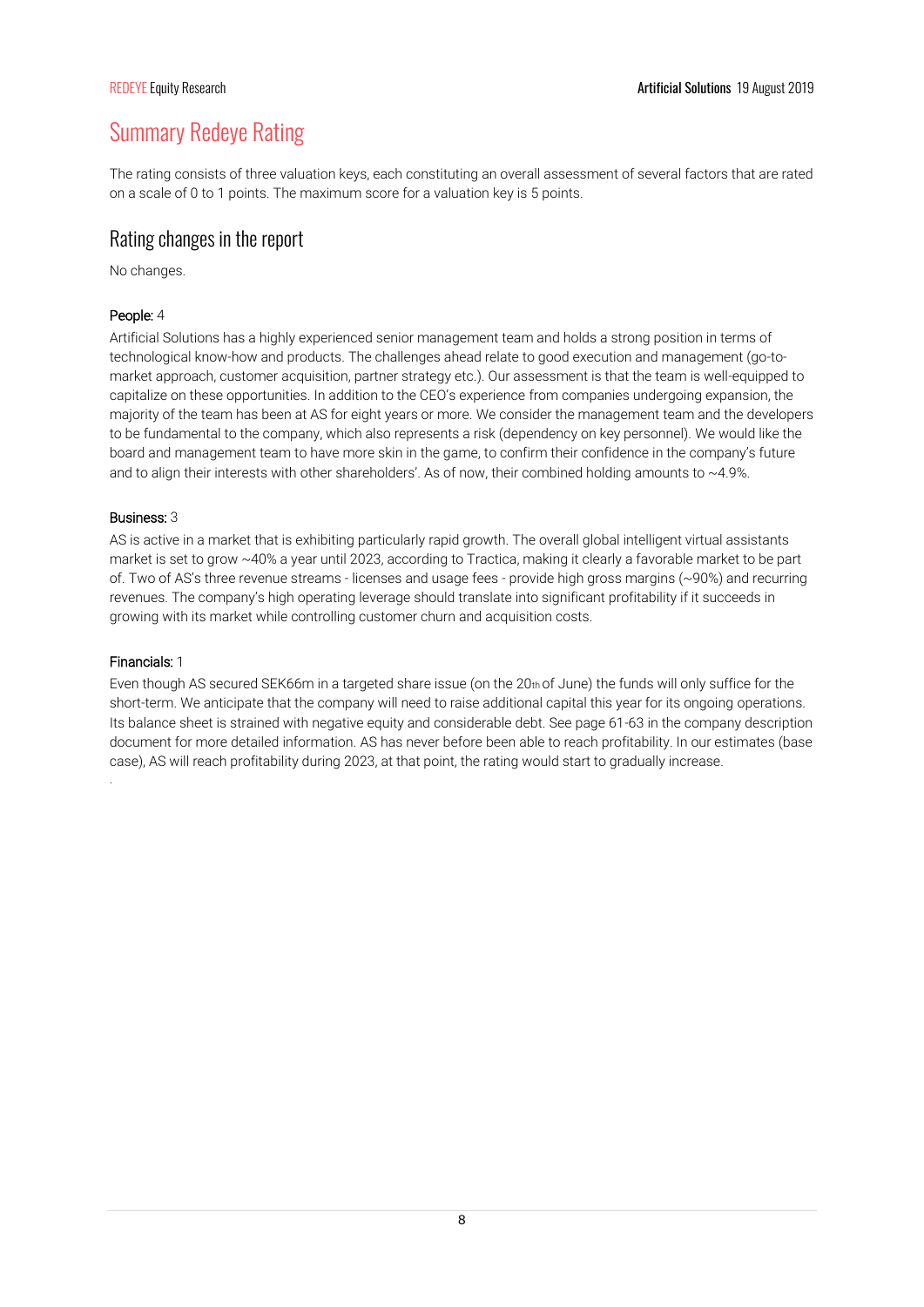# Summary Redeye Rating

The rating consists of three valuation keys, each constituting an overall assessment of several factors that are rated on a scale of 0 to 1 points. The maximum score for a valuation key is 5 points.

## Rating changes in the report

No changes.

**People:** 4

Artificial Solutions has a highly experienced senior management team and holds a strong position in terms of technological know-how and products. The challenges ahead relate to good execution and management (go-to-market approach, customer acquisition, partner strategy etc.). Our assessment is that the team is well-equipped to capitalize on these opportunities. In addition to the CEO's experience from companies undergoing expansion, the majority of the team has been at AS for eight years or more. We consider the management team and the developers to be fundamental to the company, which also represents a risk (dependency on key personnel). We would like the board and management team to have more skin in the game, to confirm their confidence in the company's future and to align their interests with other shareholders'. As of now, their combined holding amounts to ~4.9%.

**Business:** 3

AS is active in a market that is exhibiting particularly rapid growth. The overall global intelligent virtual assistants market is set to grow ~40% a year until 2023, according to Tractica, making it clearly a favorable market to be part of. Two of AS's three revenue streams - licenses and usage fees - provide high gross margins (~90%) and recurring revenues. The company's high operating leverage should translate into significant profitability if it succeeds in growing with its market while controlling customer churn and acquisition costs.

**Financials:** 1

Even though AS secured SEK66m in a targeted share issue (on the 20th of June) the funds will only suffice for the short-term. We anticipate that the company will need to raise additional capital this year for its ongoing operations. Its balance sheet is strained with negative equity and considerable debt. See page 61-63 in the company description document for more detailed information. AS has never before been able to reach profitability. In our estimates (base case), AS will reach profitability during 2023, at that point, the rating would start to gradually increase.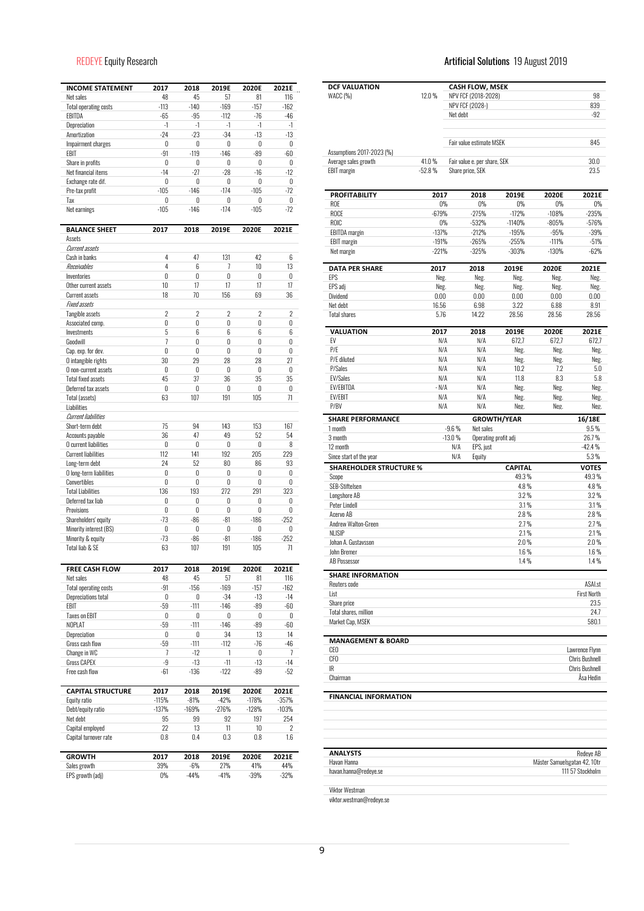| INCOME STATEMENT | 2017 | 2018 | 2019E | 2020E | 2021E |
|---|---|---|---|---|---|
| Net sales | 48 | 45 | 57 | 81 | 116 |
| Total operating costs | -113 | -140 | -169 | -157 | -162 |
| EBITDA | -65 | -95 | -112 | -76 | -46 |
| Depreciation | -1 | -1 | -1 | -1 | -1 |
| Amortization | -24 | -23 | -34 | -13 | -13 |
| Impairment charges | 0 | 0 | 0 | 0 | 0 |
| EBIT | -91 | -119 | -146 | -89 | -60 |
| Share in profits | 0 | 0 | 0 | 0 | 0 |
| Net financial items | -14 | -27 | -28 | -16 | -12 |
| Exchange rate dif. | 0 | 0 | 0 | 0 | 0 |
| Pre-tax profit | -105 | -146 | -174 | -105 | -72 |
| Tax | 0 | 0 | 0 | 0 | 0 |
| Net earnings | -105 | -146 | -174 | -105 | -72 |

| BALANCE SHEET | 2017 | 2018 | 2019E | 2020E | 2021E |
|---|---|---|---|---|---|
| Assets | | | | | |
| *Current assets* | | | | | |
| Cash in banks | 4 | 47 | 131 | 42 | 6 |
| *Receivables* | 4 | 6 | 7 | 10 | 13 |
| Inventories | 0 | 0 | 0 | 0 | 0 |
| Other current assets | 10 | 17 | 17 | 17 | 17 |
| Current assets | 18 | 70 | 156 | 69 | 36 |
| *Fixed assets* | | | | | |
| Tangible assets | 2 | 2 | 2 | 2 | 2 |
| Associated comp. | 0 | 0 | 0 | 0 | 0 |
| Investments | 5 | 6 | 6 | 6 | 6 |
| Goodwill | 7 | 0 | 0 | 0 | 0 |
| Cap. exp. for dev. | 0 | 0 | 0 | 0 | 0 |
| O intangible rights | 30 | 29 | 28 | 28 | 27 |
| O non-current assets | 0 | 0 | 0 | 0 | 0 |
| Total fixed assets | 45 | 37 | 36 | 35 | 35 |
| Deferred tax assets | 0 | 0 | 0 | 0 | 0 |
| Total (assets) | 63 | 107 | 191 | 105 | 71 |
| Liabilities | | | | | |
| *Current liabilities* | | | | | |
| Short-term debt | 75 | 94 | 143 | 153 | 167 |
| Accounts payable | 36 | 47 | 49 | 52 | 54 |
| O current liabilities | 0 | 0 | 0 | 0 | 8 |
| Current liabilities | 112 | 141 | 192 | 205 | 229 |
| Long-term debt | 24 | 52 | 80 | 86 | 93 |
| O long-term liabilities | 0 | 0 | 0 | 0 | 0 |
| Convertibles | 0 | 0 | 0 | 0 | 0 |
| Total Liabilities | 136 | 193 | 272 | 291 | 323 |
| Deferred tax liab | 0 | 0 | 0 | 0 | 0 |
| Provisions | 0 | 0 | 0 | 0 | 0 |
| Shareholders' equity | -73 | -86 | -81 | -186 | -252 |
| Minority interest (BS) | 0 | 0 | 0 | 0 | 0 |
| Minority & equity | -73 | -86 | -81 | -186 | -252 |
| Total liab & SE | 63 | 107 | 191 | 105 | 71 |

| FREE CASH FLOW | 2017 | 2018 | 2019E | 2020E | 2021E |
|---|---|---|---|---|---|
| Net sales | 48 | 45 | 57 | 81 | 116 |
| Total operating costs | -91 | -156 | -169 | -157 | -162 |
| Depreciations total | 0 | 0 | -34 | -13 | -14 |
| EBIT | -59 | -111 | -146 | -89 | -60 |
| Taxes on EBIT | 0 | 0 | 0 | 0 | 0 |
| NOPLAT | -59 | -111 | -146 | -89 | -60 |
| Depreciation | 0 | 0 | 34 | 13 | 14 |
| Gross cash flow | -59 | -111 | -112 | -76 | -46 |
| Change in WC | 7 | -12 | 1 | 0 | 7 |
| Gross CAPEX | -9 | -13 | -11 | -13 | -14 |
| Free cash flow | -61 | -136 | -122 | -89 | -52 |

| CAPITAL STRUCTURE | 2017 | 2018 | 2019E | 2020E | 2021E |
|---|---|---|---|---|---|
| Equity ratio | -115% | -81% | -42% | -178% | -357% |
| Debt/equity ratio | -137% | -169% | -276% | -128% | -103% |
| Net debt | 95 | 99 | 92 | 197 | 254 |
| Capital employed | 22 | 13 | 11 | 10 | 2 |
| Capital turnover rate | 0.8 | 0.4 | 0.3 | 0.8 | 1.6 |

| GROWTH | 2017 | 2018 | 2019E | 2020E | 2021E |
|---|---|---|---|---|---|
| Sales growth | 39% | -6% | 27% | 41% | 44% |
| EPS growth (adj) | 0% | -44% | -41% | -39% | -32% |

| DCF VALUATION | | CASH FLOW, MSEK | |
|---|---|---|---|
| WACC (%) | 12.0 % | NPV FCF (2018-2028) | 98 |
| | | NPV FCF (2028-) | 839 |
| | | Net debt | -92 |
| | | Fair value estimate MSEK | 845 |
| Assumptions 2017-2023 (%) | | | |
| Average sales growth | 41.0 % | Fair value e. per share, SEK | 30.0 |
| EBIT margin | -52.8 % | Share price, SEK | 23.5 |

| PROFITABILITY | 2017 | 2018 | 2019E | 2020E | 2021E |
|---|---|---|---|---|---|
| ROE | 0% | 0% | 0% | 0% | 0% |
| ROCE | -679% | -275% | -172% | -108% | -235% |
| ROIC | 0% | -532% | -1140% | -805% | -576% |
| EBITDA margin | -137% | -212% | -195% | -95% | -39% |
| EBIT margin | -191% | -265% | -255% | -111% | -51% |
| Net margin | -221% | -325% | -303% | -130% | -62% |

| DATA PER SHARE | 2017 | 2018 | 2019E | 2020E | 2021E |
|---|---|---|---|---|---|
| EPS | Neg. | Neg. | Neg. | Neg. | Neg. |
| EPS adj | Neg. | Neg. | Neg. | Neg. | Neg. |
| Dividend | 0.00 | 0.00 | 0.00 | 0.00 | 0.00 |
| Net debt | 16.56 | 6.98 | 3.22 | 6.88 | 8.91 |
| Total shares | 5.76 | 14.22 | 28.56 | 28.56 | 28.56 |

| VALUATION | 2017 | 2018 | 2019E | 2020E | 2021E |
|---|---|---|---|---|---|
| EV | N/A | N/A | 672.7 | 672.7 | 672.7 |
| P/E | N/A | N/A | Neg. | Neg. | Neg. |
| P/E diluted | N/A | N/A | Neg. | Neg. | Neg. |
| P/Sales | N/A | N/A | 10.2 | 7.2 | 5.0 |
| EV/Sales | N/A | N/A | 11.8 | 8.3 | 5.8 |
| EV/EBITDA | - N/A | N/A | Neg. | Neg. | Neg. |
| EV/EBIT | N/A | N/A | Neg. | Neg. | Neg. |
| P/BV | N/A | N/A | Neg. | Neg. | Neg. |

| SHARE PERFORMANCE | | GROWTH/YEAR | 16/18E |
|---|---|---|---|
| 1 month | -9.6 % | Net sales | 9.5 % |
| 3 month | -13.0 % | Operating profit adj | 26.7 % |
| 12 month | N/A | EPS, just | -42.4 % |
| Since start of the year | N/A | Equity | 5.3 % |

| SHAREHOLDER STRUCTURE % | CAPITAL | VOTES |
|---|---|---|
| Scope | 49.3 % | 49.3 % |
| SEB-Stiftelsen | 4.8 % | 4.8 % |
| Longshore AB | 3.2 % | 3.2 % |
| Peter Lindell | 3.1 % | 3.1 % |
| Acervo AB | 2.8 % | 2.8 % |
| Andrew Walton-Green | 2.7 % | 2.7 % |
| NLISIP | 2.1 % | 2.1 % |
| Johan A. Gustavsson | 2.0 % | 2.0 % |
| John Bremer | 1.6 % | 1.6 % |
| AB Possessor | 1.4 % | 1.4 % |

| SHARE INFORMATION | |
|---|---|
| Reuters code | ASAI.st |
| List | First North |
| Share price | 23.5 |
| Total shares, million | 24.7 |
| Market Cap, MSEK | 580.1 |

| MANAGEMENT & BOARD | |
|---|---|
| CEO | Lawrence Flynn |
| CFO | Chris Bushnell |
| IR | Chris Bushnell |
| Chairman | Åsa Hedin |

**FINANCIAL INFORMATION**

| ANALYSTS | Redeye AB |
|---|---|
| Havan Hanna | Mäster Samuelsgatan 42, 10tr |
| havan.hanna@redeye.se | 111 57 Stockholm |
| Viktor Westman | |
| viktor.westman@redeye.se | |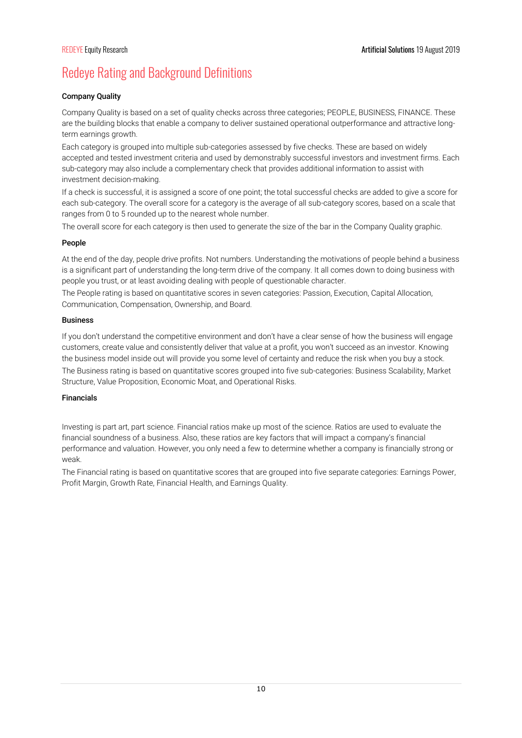# Redeye Rating and Background Definitions

### Company Quality

Company Quality is based on a set of quality checks across three categories; PEOPLE, BUSINESS, FINANCE. These are the building blocks that enable a company to deliver sustained operational outperformance and attractive long-term earnings growth.

Each category is grouped into multiple sub-categories assessed by five checks. These are based on widely accepted and tested investment criteria and used by demonstrably successful investors and investment firms. Each sub-category may also include a complementary check that provides additional information to assist with investment decision-making.

If a check is successful, it is assigned a score of one point; the total successful checks are added to give a score for each sub-category. The overall score for a category is the average of all sub-category scores, based on a scale that ranges from 0 to 5 rounded up to the nearest whole number.

The overall score for each category is then used to generate the size of the bar in the Company Quality graphic.

### People

At the end of the day, people drive profits. Not numbers. Understanding the motivations of people behind a business is a significant part of understanding the long-term drive of the company. It all comes down to doing business with people you trust, or at least avoiding dealing with people of questionable character.

The People rating is based on quantitative scores in seven categories: Passion, Execution, Capital Allocation, Communication, Compensation, Ownership, and Board.

### Business

If you don't understand the competitive environment and don't have a clear sense of how the business will engage customers, create value and consistently deliver that value at a profit, you won't succeed as an investor. Knowing the business model inside out will provide you some level of certainty and reduce the risk when you buy a stock.

The Business rating is based on quantitative scores grouped into five sub-categories: Business Scalability, Market Structure, Value Proposition, Economic Moat, and Operational Risks.

### Financials

Investing is part art, part science. Financial ratios make up most of the science. Ratios are used to evaluate the financial soundness of a business. Also, these ratios are key factors that will impact a company's financial performance and valuation. However, you only need a few to determine whether a company is financially strong or weak.

The Financial rating is based on quantitative scores that are grouped into five separate categories: Earnings Power, Profit Margin, Growth Rate, Financial Health, and Earnings Quality.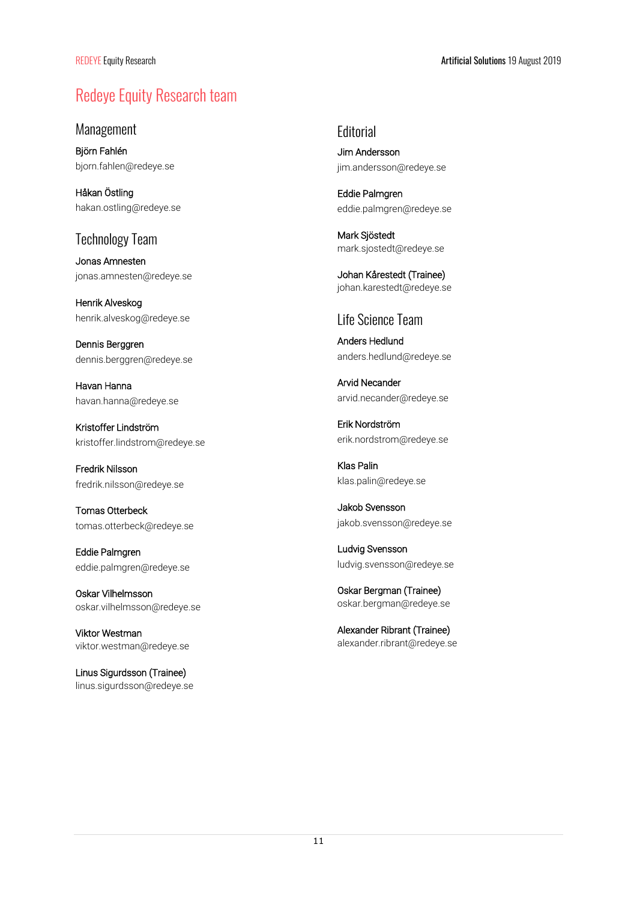# Redeye Equity Research team

## Management

Björn Fahlén
bjorn.fahlen@redeye.se

Håkan Östling
hakan.ostling@redeye.se

## Technology Team

Jonas Amnesten
jonas.amnesten@redeye.se

Henrik Alveskog
henrik.alveskog@redeye.se

Dennis Berggren
dennis.berggren@redeye.se

Havan Hanna
havan.hanna@redeye.se

Kristoffer Lindström
kristoffer.lindstrom@redeye.se

Fredrik Nilsson
fredrik.nilsson@redeye.se

Tomas Otterbeck
tomas.otterbeck@redeye.se

Eddie Palmgren
eddie.palmgren@redeye.se

Oskar Vilhelmsson
oskar.vilhelmsson@redeye.se

Viktor Westman
viktor.westman@redeye.se

Linus Sigurdsson (Trainee)
linus.sigurdsson@redeye.se

## Editorial

Jim Andersson
jim.andersson@redeye.se

Eddie Palmgren
eddie.palmgren@redeye.se

Mark Sjöstedt
mark.sjostedt@redeye.se

Johan Kårestedt (Trainee)
johan.karestedt@redeye.se

## Life Science Team

Anders Hedlund
anders.hedlund@redeye.se

Arvid Necander
arvid.necander@redeye.se

Erik Nordström
erik.nordstrom@redeye.se

Klas Palin
klas.palin@redeye.se

Jakob Svensson
jakob.svensson@redeye.se

Ludvig Svensson
ludvig.svensson@redeye.se

Oskar Bergman (Trainee)
oskar.bergman@redeye.se

Alexander Ribrant (Trainee)
alexander.ribrant@redeye.se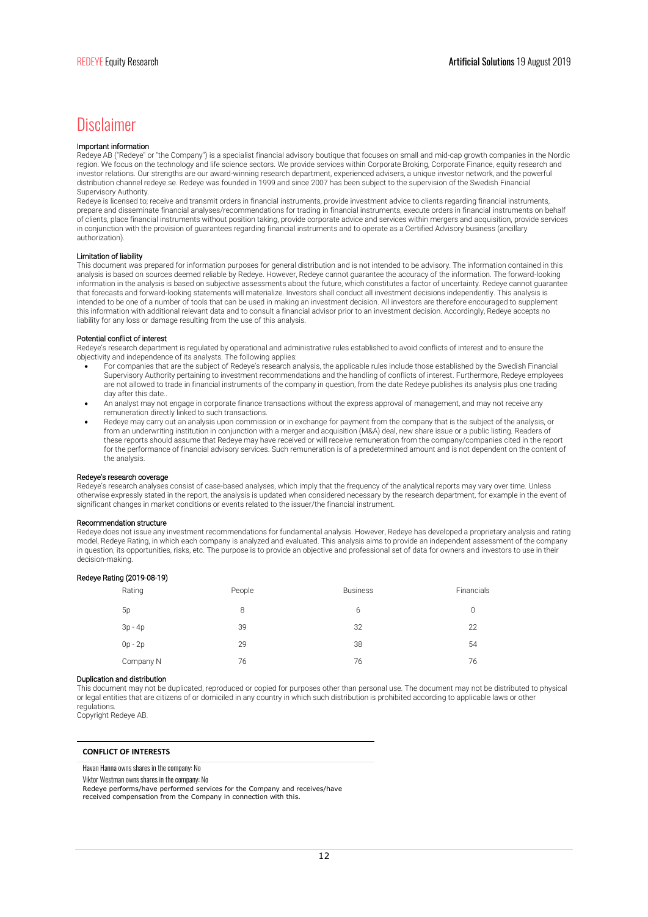# Disclaimer

**Important information**

Redeye AB ("Redeye" or "the Company") is a specialist financial advisory boutique that focuses on small and mid-cap growth companies in the Nordic region. We focus on the technology and life science sectors. We provide services within Corporate Broking, Corporate Finance, equity research and investor relations. Our strengths are our award-winning research department, experienced advisers, a unique investor network, and the powerful distribution channel redeye.se. Redeye was founded in 1999 and since 2007 has been subject to the supervision of the Swedish Financial Supervisory Authority.

Redeye is licensed to; receive and transmit orders in financial instruments, provide investment advice to clients regarding financial instruments, prepare and disseminate financial analyses/recommendations for trading in financial instruments, execute orders in financial instruments on behalf of clients, place financial instruments without position taking, provide corporate advice and services within mergers and acquisition, provide services in conjunction with the provision of guarantees regarding financial instruments and to operate as a Certified Advisory business (ancillary authorization).

**Limitation of liability**

This document was prepared for information purposes for general distribution and is not intended to be advisory. The information contained in this analysis is based on sources deemed reliable by Redeye. However, Redeye cannot guarantee the accuracy of the information. The forward-looking information in the analysis is based on subjective assessments about the future, which constitutes a factor of uncertainty. Redeye cannot guarantee that forecasts and forward-looking statements will materialize. Investors shall conduct all investment decisions independently. This analysis is intended to be one of a number of tools that can be used in making an investment decision. All investors are therefore encouraged to supplement this information with additional relevant data and to consult a financial advisor prior to an investment decision. Accordingly, Redeye accepts no liability for any loss or damage resulting from the use of this analysis.

**Potential conflict of interest**

Redeye's research department is regulated by operational and administrative rules established to avoid conflicts of interest and to ensure the objectivity and independence of its analysts. The following applies:

- For companies that are the subject of Redeye's research analysis, the applicable rules include those established by the Swedish Financial Supervisory Authority pertaining to investment recommendations and the handling of conflicts of interest. Furthermore, Redeye employees are not allowed to trade in financial instruments of the company in question, from the date Redeye publishes its analysis plus one trading day after this date..
- An analyst may not engage in corporate finance transactions without the express approval of management, and may not receive any remuneration directly linked to such transactions.
- Redeye may carry out an analysis upon commission or in exchange for payment from the company that is the subject of the analysis, or from an underwriting institution in conjunction with a merger and acquisition (M&A) deal, new share issue or a public listing. Readers of these reports should assume that Redeye may have received or will receive remuneration from the company/companies cited in the report for the performance of financial advisory services. Such remuneration is of a predetermined amount and is not dependent on the content of the analysis.

**Redeye's research coverage**

Redeye's research analyses consist of case-based analyses, which imply that the frequency of the analytical reports may vary over time. Unless otherwise expressly stated in the report, the analysis is updated when considered necessary by the research department, for example in the event of significant changes in market conditions or events related to the issuer/the financial instrument.

**Recommendation structure**

Redeye does not issue any investment recommendations for fundamental analysis. However, Redeye has developed a proprietary analysis and rating model, Redeye Rating, in which each company is analyzed and evaluated. This analysis aims to provide an independent assessment of the company in question, its opportunities, risks, etc. The purpose is to provide an objective and professional set of data for owners and investors to use in their decision-making.

**Redeye Rating (2019-08-19)**

| Rating | People | Business | Financials |
|---|---|---|---|
| 5p | 8 | 6 | 0 |
| 3p - 4p | 39 | 32 | 22 |
| 0p - 2p | 29 | 38 | 54 |
| Company N | 76 | 76 | 76 |

**Duplication and distribution**

This document may not be duplicated, reproduced or copied for purposes other than personal use. The document may not be distributed to physical or legal entities that are citizens of or domiciled in any country in which such distribution is prohibited according to applicable laws or other regulations.

Copyright Redeye AB.

**CONFLICT OF INTERESTS**

Havan Hanna owns shares in the company: No

Viktor Westman owns shares in the company: No

Redeye performs/have performed services for the Company and receives/have received compensation from the Company in connection with this.